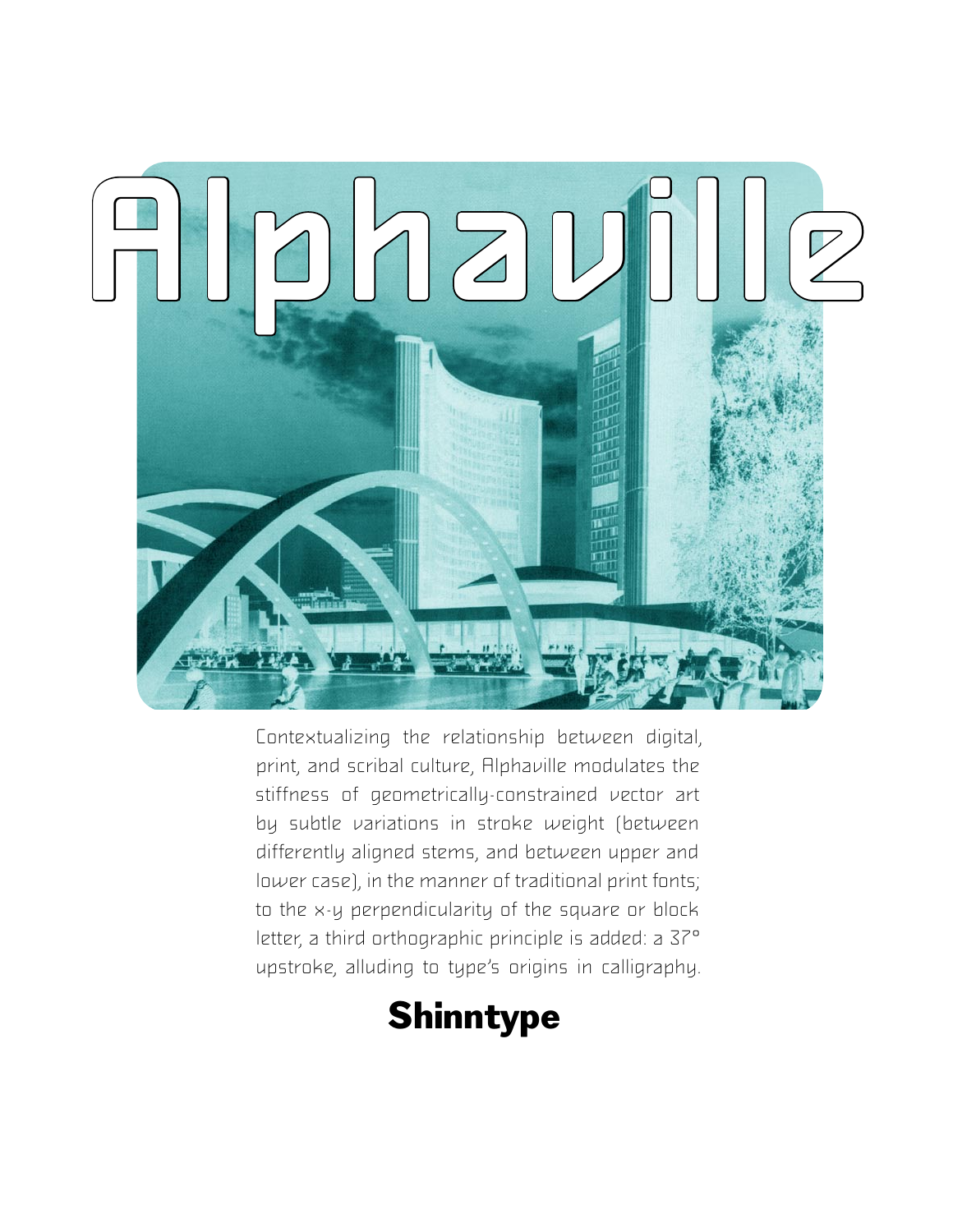# Alphaville

Contextualizing the relationship between digital, print, and scribal culture, Alphaville modulates the stiffness of geometrically-constrained vector art by subtle variations in stroke weight (between differently aligned stems, and between upper and lower case), in the manner of traditional print fonts; to the x-y perpendicularity of the square or block letter, a third orthographic principle is added: a 37° upstroke, alluding to type's origins in calligraphy.

**Shinntype**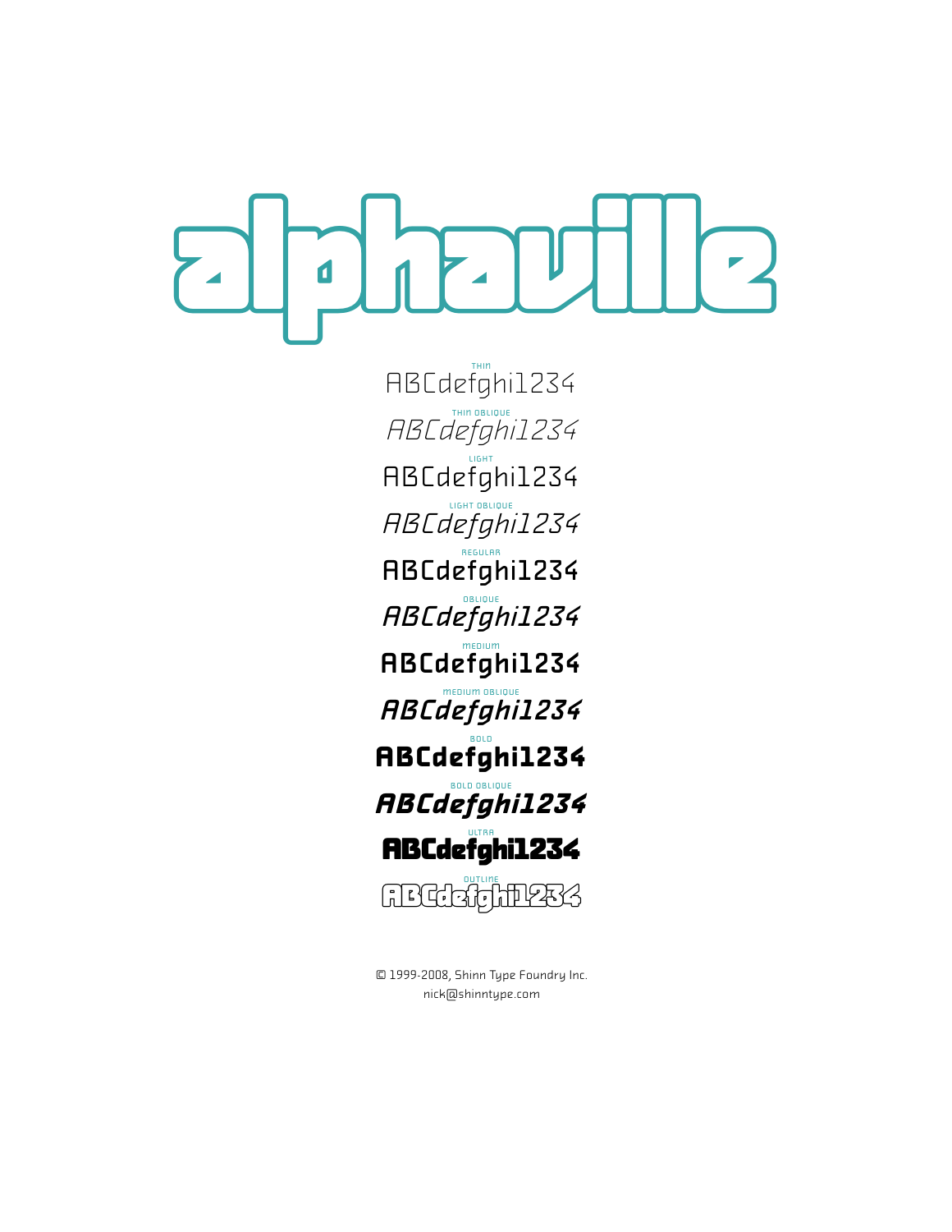# alphaville

THIN
ABCdefghil234

THIN OBLIQUE
*ABCdefghil234*

LIGHT
ABCdefghil234

LIGHT OBLIQUE
*ABCdefghil234*

REGULAR
ABCdefghil234

OBLIQUE
*ABCdefghil234*

MEDIUM
ABCdefghil234

MEDIUM OBLIQUE
*ABCdefghil234*

BOLD
**ABCdefghil234**

BOLD OBLIQUE
***ABCdefghil234***

ULTRA
**ABCdefghil234**

OUTLINE
ABCdefghil234

© 1999-2008, Shinn Type Foundry Inc.
nick@shinntype.com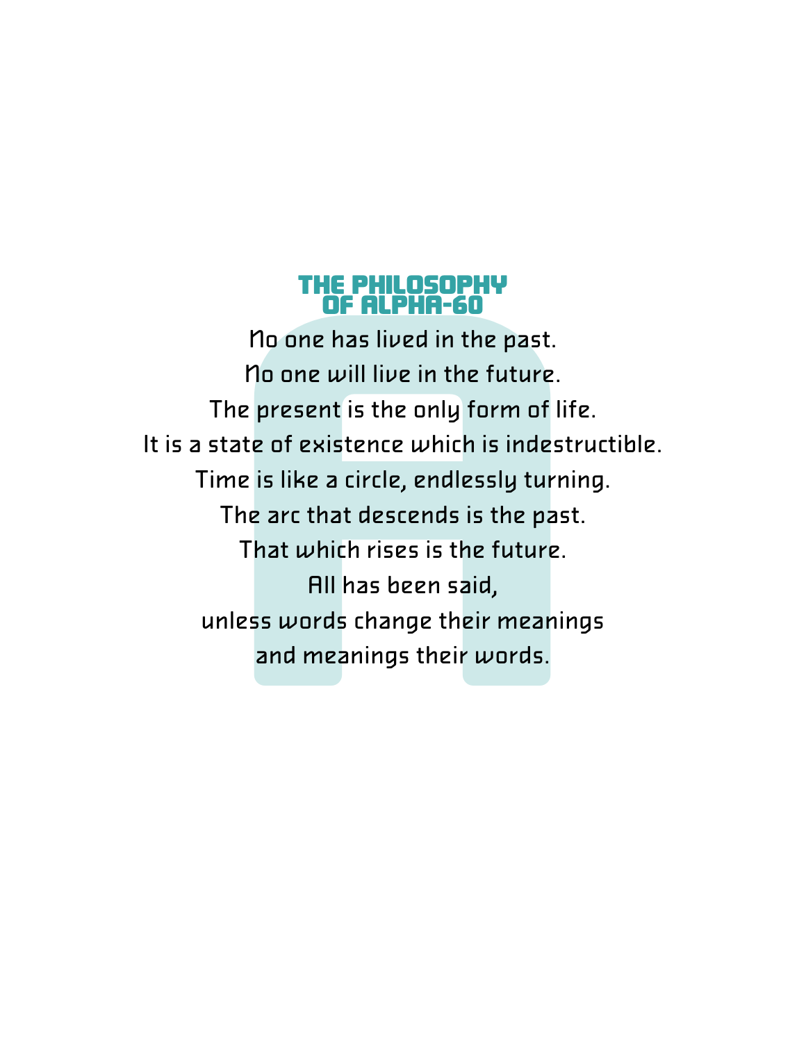# THE PHILOSOPHY OF ALPHA-60

No one has lived in the past.
No one will live in the future.
The present is the only form of life.
It is a state of existence which is indestructible.
Time is like a circle, endlessly turning.
The arc that descends is the past.
That which rises is the future.
All has been said,
unless words change their meanings
and meanings their words.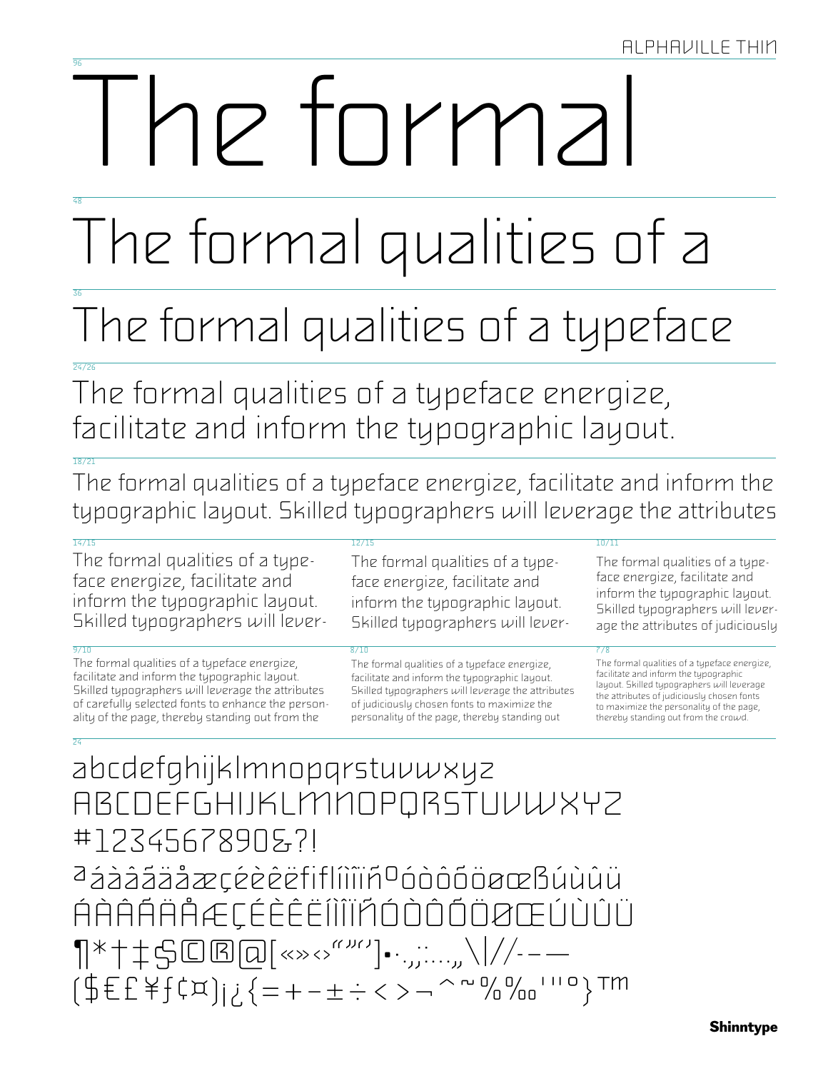ALPHAVILLE THIN

96

# The formal

48

# The formal qualities of a

36

## The formal qualities of a typeface

24/26

The formal qualities of a typeface energize, facilitate and inform the typographic layout.

18/21

The formal qualities of a typeface energize, facilitate and inform the typographic layout. Skilled typographers will leverage the attributes

14/15

The formal qualities of a type-face energize, facilitate and inform the typographic layout. Skilled typographers will lever-

12/15

The formal qualities of a type-face energize, facilitate and inform the typographic layout. Skilled typographers will lever-

10/11

The formal qualities of a type-face energize, facilitate and inform the typographic layout. Skilled typographers will lever-age the attributes of judiciously

9/10

The formal qualities of a typeface energize, facilitate and inform the typographic layout. Skilled typographers will leverage the attributes of carefully selected fonts to enhance the person-ality of the page, thereby standing out from the

8/10

The formal qualities of a typeface energize, facilitate and inform the typographic layout. Skilled typographers will leverage the attributes of judiciously chosen fonts to maximize the personality of the page, thereby standing out

7/8

The formal qualities of a typeface energize, facilitate and inform the typographic layout. Skilled typographers will leverage the attributes of judiciously chosen fonts to maximize the personality of the page, thereby standing out from the crowd.

24

abcdefghijklmnopqrstuvwxyz
ABCDEFGHIJKLMNOPQRSTUVWXYZ
#1234567890&?!
ªáàâãäåæçéèêëfiflíìîïñºóòôõöøœßúùûü
ÁÀÂÃÄÅÆÇÉÈÊËÍÌÎÏÑÓÒÔÕÖØŒÚÙÛÜ
¶*†‡§©®@[«»‹›“”‘’]•·.,;:…„\|//-–—
($€£¥ƒ¢¤)¡¿{=+−±÷<>¬^~%‰'''º}™

Shinntype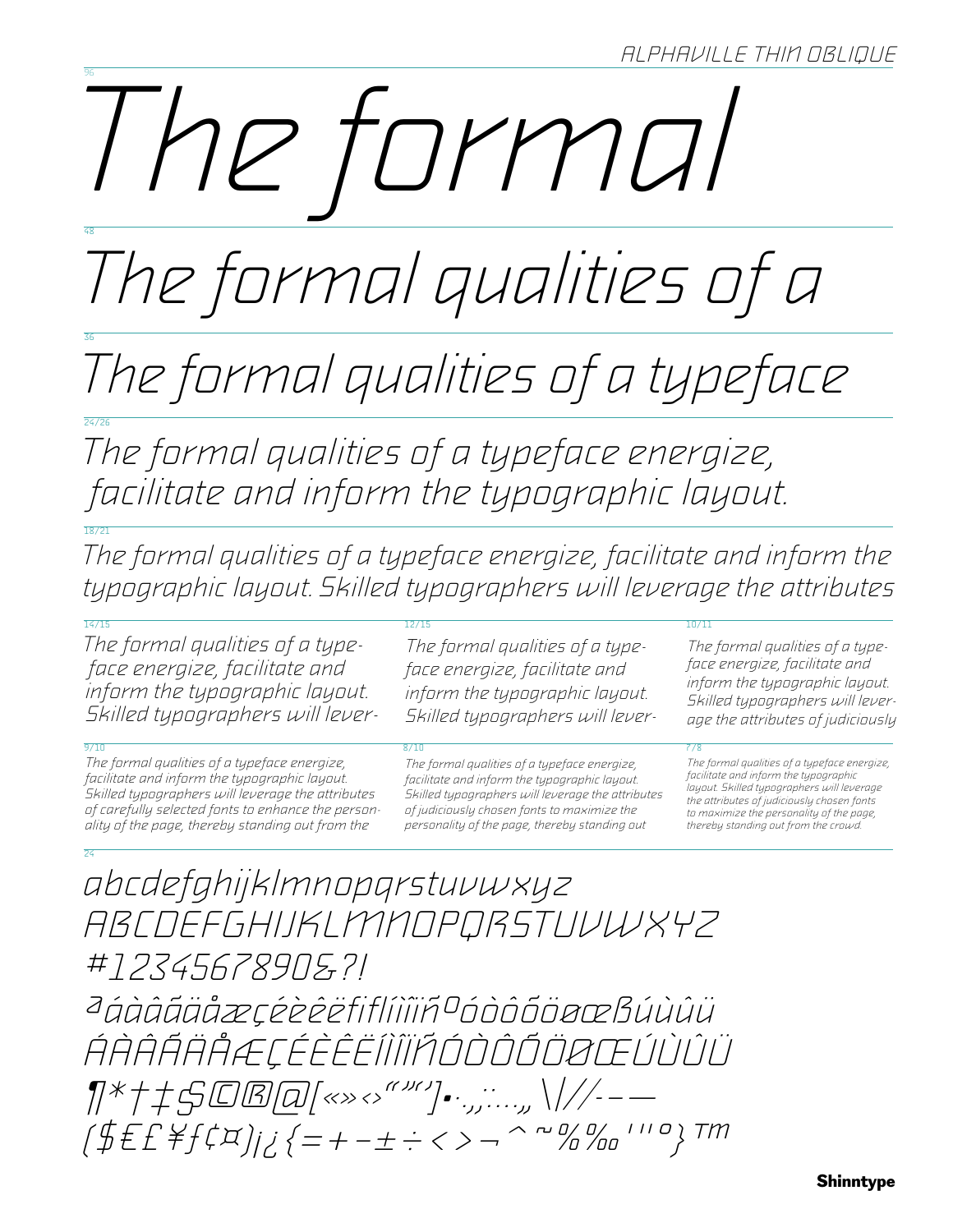ALPHAVILLE THIN OBLIQUE

96

# The formal

48

## The formal qualities of a

36

## The formal qualities of a typeface

24/26

The formal qualities of a typeface energize, facilitate and inform the typographic layout.

18/21

The formal qualities of a typeface energize, facilitate and inform the typographic layout. Skilled typographers will leverage the attributes

14/15

The formal qualities of a typeface energize, facilitate and inform the typographic layout. Skilled typographers will lever-

12/15

The formal qualities of a typeface energize, facilitate and inform the typographic layout. Skilled typographers will lever-

10/11

The formal qualities of a typeface energize, facilitate and inform the typographic layout. Skilled typographers will leverage the attributes of judiciously

9/10

The formal qualities of a typeface energize, facilitate and inform the typographic layout. Skilled typographers will leverage the attributes of carefully selected fonts to enhance the personality of the page, thereby standing out from the

8/10

The formal qualities of a typeface energize, facilitate and inform the typographic layout. Skilled typographers will leverage the attributes of judiciously chosen fonts to maximize the personality of the page, thereby standing out

7/8

The formal qualities of a typeface energize, facilitate and inform the typographic layout. Skilled typographers will leverage the attributes of judiciously chosen fonts to maximize the personality of the page, thereby standing out from the crowd.

24

abcdefghijklmnopqrstuvwxyz
ABCDEFGHIJKLMNOPQRSTUVWXYZ
#1234567890&?!
ªáàâãäåæçéèêëfiflíìîïñºóòôõöøœßúùûü
ÁÀÂÃÄÅÆÇÉÈÊËÍÌÎÏÑÓÒÔÕÖØŒÚÙÛÜ
¶*†‡§©®@[«»‹›"""']•·.,;:…„\|//-–—
($€£¥ƒ¢¤)¡¿{=+−±÷<>¬^~%‰'"º}™

Shinntype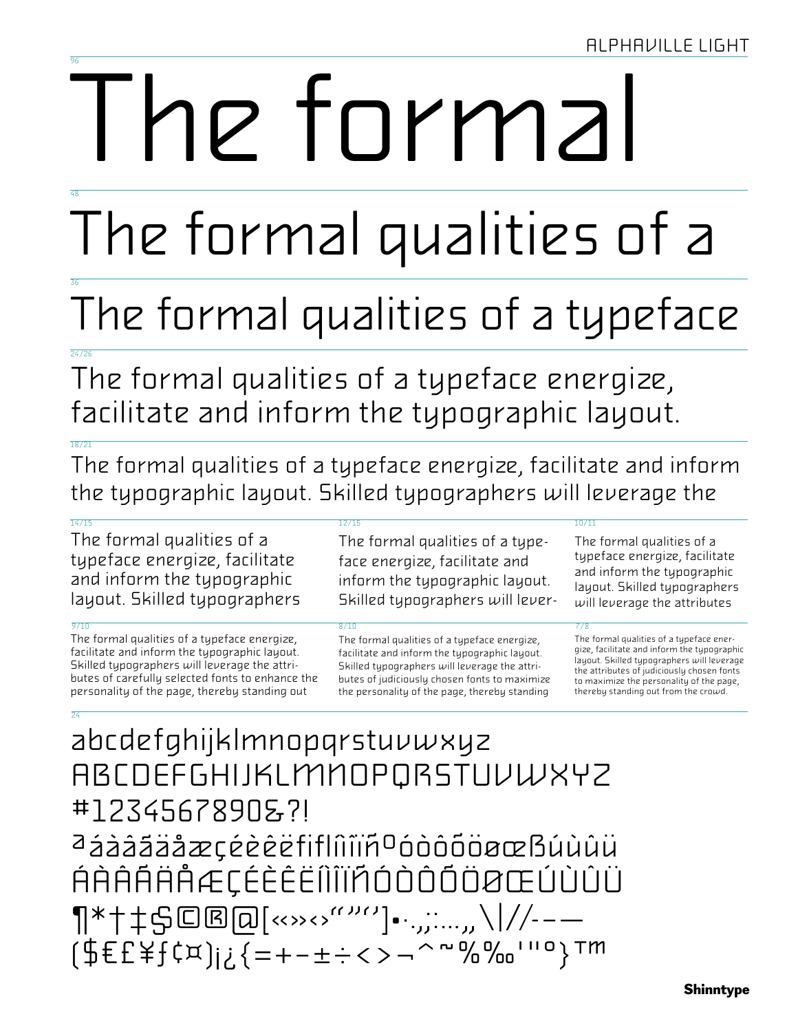ALPHAVILLE LIGHT

96

# The formal

48

# The formal qualities of a

36

## The formal qualities of a typeface

24/26

The formal qualities of a typeface energize, facilitate and inform the typographic layout.

18/21

The formal qualities of a typeface energize, facilitate and inform the typographic layout. Skilled typographers will leverage the

14/15

The formal qualities of a typeface energize, facilitate and inform the typographic layout. Skilled typographers

12/15

The formal qualities of a typeface energize, facilitate and inform the typographic layout. Skilled typographers will lever-

10/11

The formal qualities of a typeface energize, facilitate and inform the typographic layout. Skilled typographers will leverage the attributes

9/10

The formal qualities of a typeface energize, facilitate and inform the typographic layout. Skilled typographers will leverage the attributes of carefully selected fonts to enhance the personality of the page, thereby standing out

8/10

The formal qualities of a typeface energize, facilitate and inform the typographic layout. Skilled typographers will leverage the attributes of judiciously chosen fonts to maximize the personality of the page, thereby standing

7/8

The formal qualities of a typeface energize, facilitate and inform the typographic layout. Skilled typographers will leverage the attributes of judiciously chosen fonts to maximize the personality of the page, thereby standing out from the crowd.

24

abcdefghijklmnopqrstuvwxyz
ABCDEFGHIJKLMNOPQRSTUVWXYZ
#1234567890&?!
ªáàâãäåæçéèêëfiflíìîïñºóòôõöøœßúùûü
ÁÀÂÃÄÅÆÇÉÈÊËÍÌÎÏÑÓÒÔÕÖØŒÚÙÛÜ
¶*†‡§©®@[«»‹›“”„‘’]•·.,;:…‚„\|//-–—
($€£¥ƒ¢¤)¡¿{=+−±÷<>¬^~%‰'"°}™

Shinntype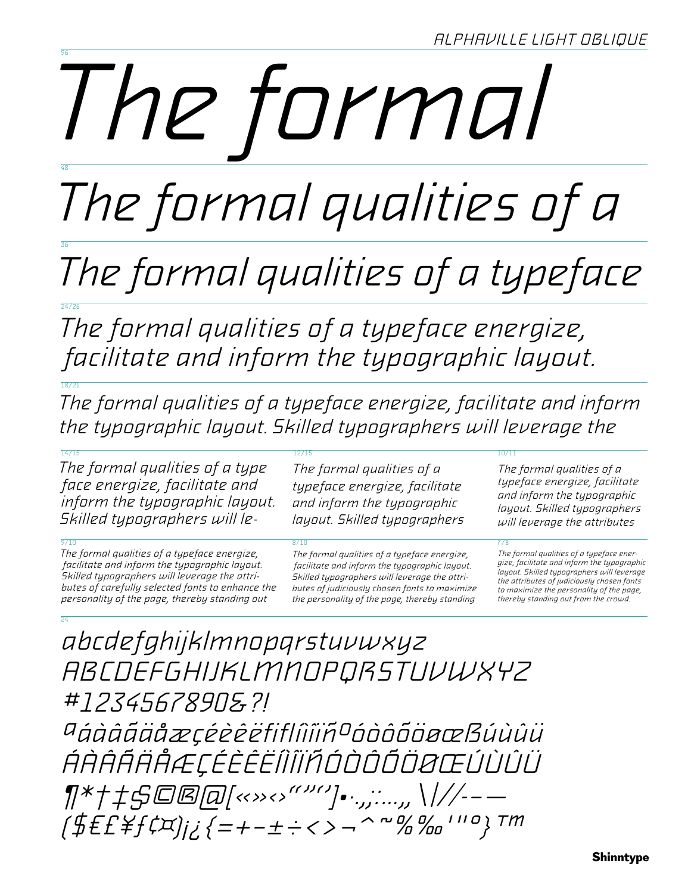ALPHAVILLE LIGHT OBLIQUE

96

# The formal

48

## The formal qualities of a

36

## The formal qualities of a typeface

24/26

The formal qualities of a typeface energize, facilitate and inform the typographic layout.

18/21

The formal qualities of a typeface energize, facilitate and inform the typographic layout. Skilled typographers will leverage the

14/15

The formal qualities of a type face energize, facilitate and inform the typographic layout. Skilled typographers will le-

12/15

The formal qualities of a typeface energize, facilitate and inform the typographic layout. Skilled typographers

10/11

The formal qualities of a typeface energize, facilitate and inform the typographic layout. Skilled typographers will leverage the attributes

9/10

The formal qualities of a typeface energize, facilitate and inform the typographic layout. Skilled typographers will leverage the attributes of carefully selected fonts to enhance the personality of the page, thereby standing out

8/10

The formal qualities of a typeface energize, facilitate and inform the typographic layout. Skilled typographers will leverage the attributes of judiciously chosen fonts to maximize the personality of the page, thereby standing

7/8

The formal qualities of a typeface energize, facilitate and inform the typographic layout. Skilled typographers will leverage the attributes of judiciously chosen fonts to maximize the personality of the page, thereby standing out from the crowd.

24

abcdefghijklmnopqrstuvwxyz
ABCDEFGHIJKLMNOPQRSTUVWXYZ
#1234567890&?!
ªáàâãäåæçéèêëfiflíìîïñºóòôõöøœßúùûü
ÁÀÂÃÄÅÆÇÉÈÊËÍÌÎÏÑÓÒÔÕÖØŒÚÙÛÜ
¶*†‡§©®@[«»‹›“”„‘’]•·.,;:…,, \|//-–—
($€£¥ƒ¢¤)¡¿{=+−±÷<>¬^~%‰'"°}™

Shinntype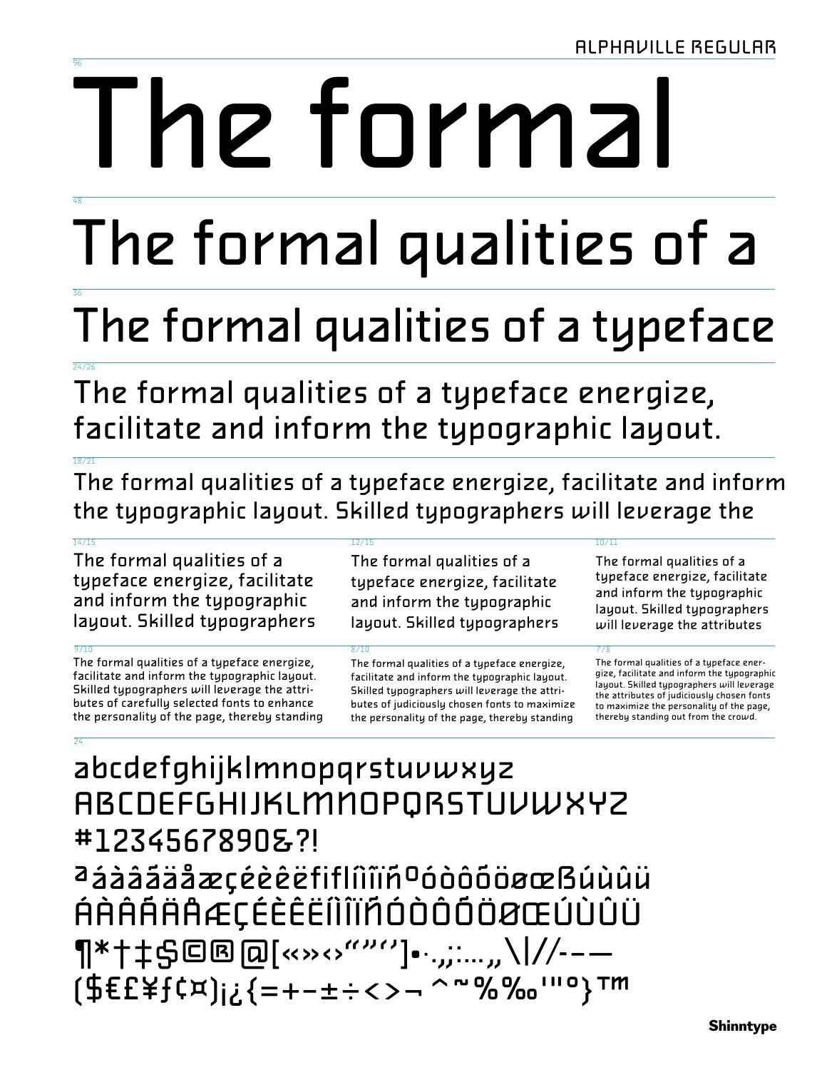ALPHAVILLE REGULAR

96

# The formal

48

# The formal qualities of a

36

## The formal qualities of a typeface

24/26

The formal qualities of a typeface energize, facilitate and inform the typographic layout.

18/21

The formal qualities of a typeface energize, facilitate and inform the typographic layout. Skilled typographers will leverage the

14/15

The formal qualities of a typeface energize, facilitate and inform the typographic layout. Skilled typographers

12/15

The formal qualities of a typeface energize, facilitate and inform the typographic layout. Skilled typographers

10/11

The formal qualities of a typeface energize, facilitate and inform the typographic layout. Skilled typographers will leverage the attributes

9/10

The formal qualities of a typeface energize, facilitate and inform the typographic layout. Skilled typographers will leverage the attributes of carefully selected fonts to enhance the personality of the page, thereby standing

8/10

The formal qualities of a typeface energize, facilitate and inform the typographic layout. Skilled typographers will leverage the attributes of judiciously chosen fonts to maximize the personality of the page, thereby standing

7/8

The formal qualities of a typeface energize, facilitate and inform the typographic layout. Skilled typographers will leverage the attributes of judiciously chosen fonts to maximize the personality of the page, thereby standing out from the crowd.

24

abcdefghijklmnopqrstuvwxyz
ABCDEFGHIJKLMNOPQRSTUVWXYZ
#1234567890&?!
ªáàâãäåæçéèêëfiflíìîïñºóòôõöøœßúùûü
ÁÀÂÃÄÅÆÇÉÈÊËÍÌÎÏÑÓÒÔÕÖØŒÚÙÛÜ
¶*†‡§©®@[«»‹›“”‘’]•·.,;:…„\|//-–—
($€£¥ƒ¢¤)¡¿{=+−±÷<>¬ ^~%‰'"º}™

Shinntype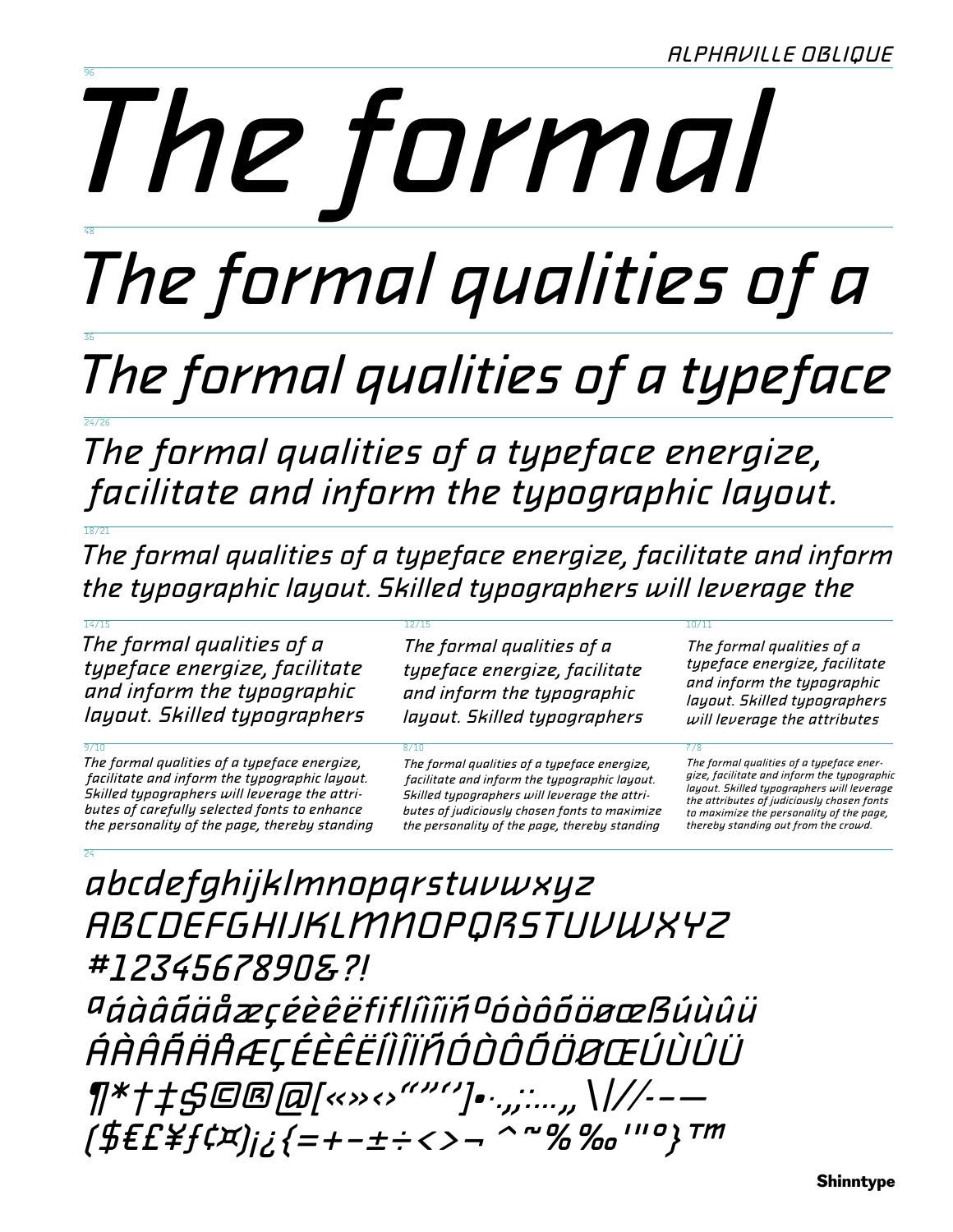ALPHAVILLE OBLIQUE

96

# The formal

48

# The formal qualities of a

36

## The formal qualities of a typeface

24/26

The formal qualities of a typeface energize, facilitate and inform the typographic layout.

18/21

The formal qualities of a typeface energize, facilitate and inform the typographic layout. Skilled typographers will leverage the

14/15

The formal qualities of a typeface energize, facilitate and inform the typographic layout. Skilled typographers

12/15

The formal qualities of a typeface energize, facilitate and inform the typographic layout. Skilled typographers

10/11

The formal qualities of a typeface energize, facilitate and inform the typographic layout. Skilled typographers will leverage the attributes

9/10

The formal qualities of a typeface energize, facilitate and inform the typographic layout. Skilled typographers will leverage the attributes of carefully selected fonts to enhance the personality of the page, thereby standing

8/10

The formal qualities of a typeface energize, facilitate and inform the typographic layout. Skilled typographers will leverage the attributes of judiciously chosen fonts to maximize the personality of the page, thereby standing

7/8

The formal qualities of a typeface energize, facilitate and inform the typographic layout. Skilled typographers will leverage the attributes of judiciously chosen fonts to maximize the personality of the page, thereby standing out from the crowd.

24

abcdefghijklmnopqrstuvwxyz
ABCDEFGHIJKLMNOPQRSTUVWXYZ
#1234567890&?!
ªáàâãäåæçéèêëﬁﬂíìîïñºóòôõöøœßúùûü
ÁÀÂÃÄÅÆÇÉÈÊËÍÌÎÏÑÓÒÔÕÖØŒÚÙÛÜ
¶*†‡§©®@[«»‹›"""'']•·.,;:…„\|//-–—
($€£¥ƒ¢¤)¡¿{=+−±÷<>¬ ^~%‰'"°}™

Shinntype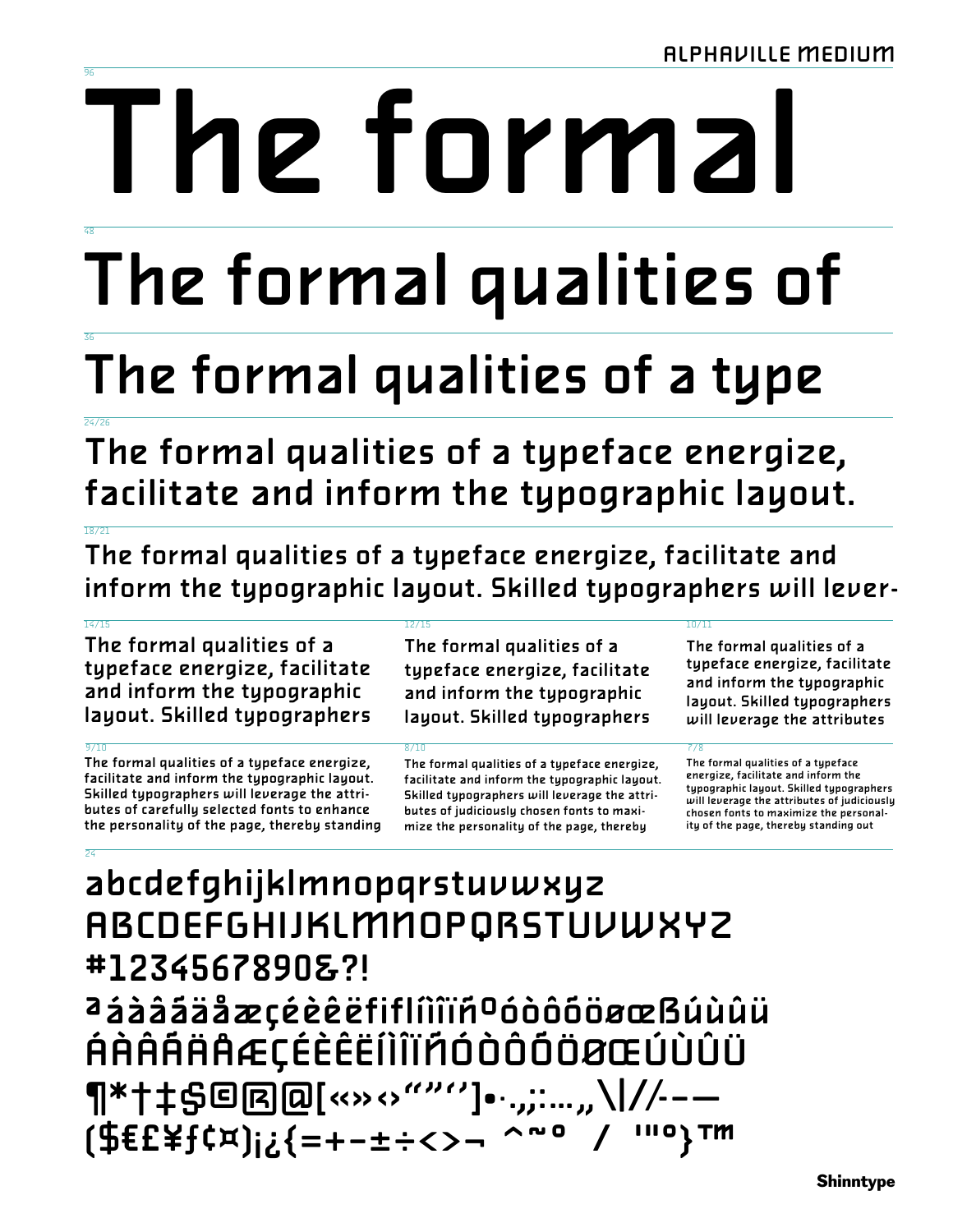ALPHAVILLE MEDIUM

96

# The formal

48

# The formal qualities of

36

## The formal qualities of a type

24/26

The formal qualities of a typeface energize, facilitate and inform the typographic layout.

18/21

The formal qualities of a typeface energize, facilitate and inform the typographic layout. Skilled typographers will lever-

14/15

The formal qualities of a typeface energize, facilitate and inform the typographic layout. Skilled typographers

12/15

The formal qualities of a typeface energize, facilitate and inform the typographic layout. Skilled typographers

10/11

The formal qualities of a typeface energize, facilitate and inform the typographic layout. Skilled typographers will leverage the attributes

9/10

The formal qualities of a typeface energize, facilitate and inform the typographic layout. Skilled typographers will leverage the attributes of carefully selected fonts to enhance the personality of the page, thereby standing

8/10

The formal qualities of a typeface energize, facilitate and inform the typographic layout. Skilled typographers will leverage the attributes of judiciously chosen fonts to maximize the personality of the page, thereby

7/8

The formal qualities of a typeface energize, facilitate and inform the typographic layout. Skilled typographers will leverage the attributes of judiciously chosen fonts to maximize the personality of the page, thereby standing out

24

abcdefghijklmnopqrstuvwxyz
ABCDEFGHIJKLMNOPQRSTUVWXYZ
#1234567890&?!
ªáàâãäåæçéèêëfiflíìîïñºóòôõöøœßúùûü
ÁÀÂÃÄÅÆÇÉÈÊËÍÌÎÏÑÓÒÔÕÖØŒÚÙÛÜ
¶*†‡§©®@[«»‹›“”‘’]•·.,;:…„\|//-–—
($€£¥ƒ¢¤)¡¿{=+-±÷<>¬ ^~º / '"º}™

Shinntype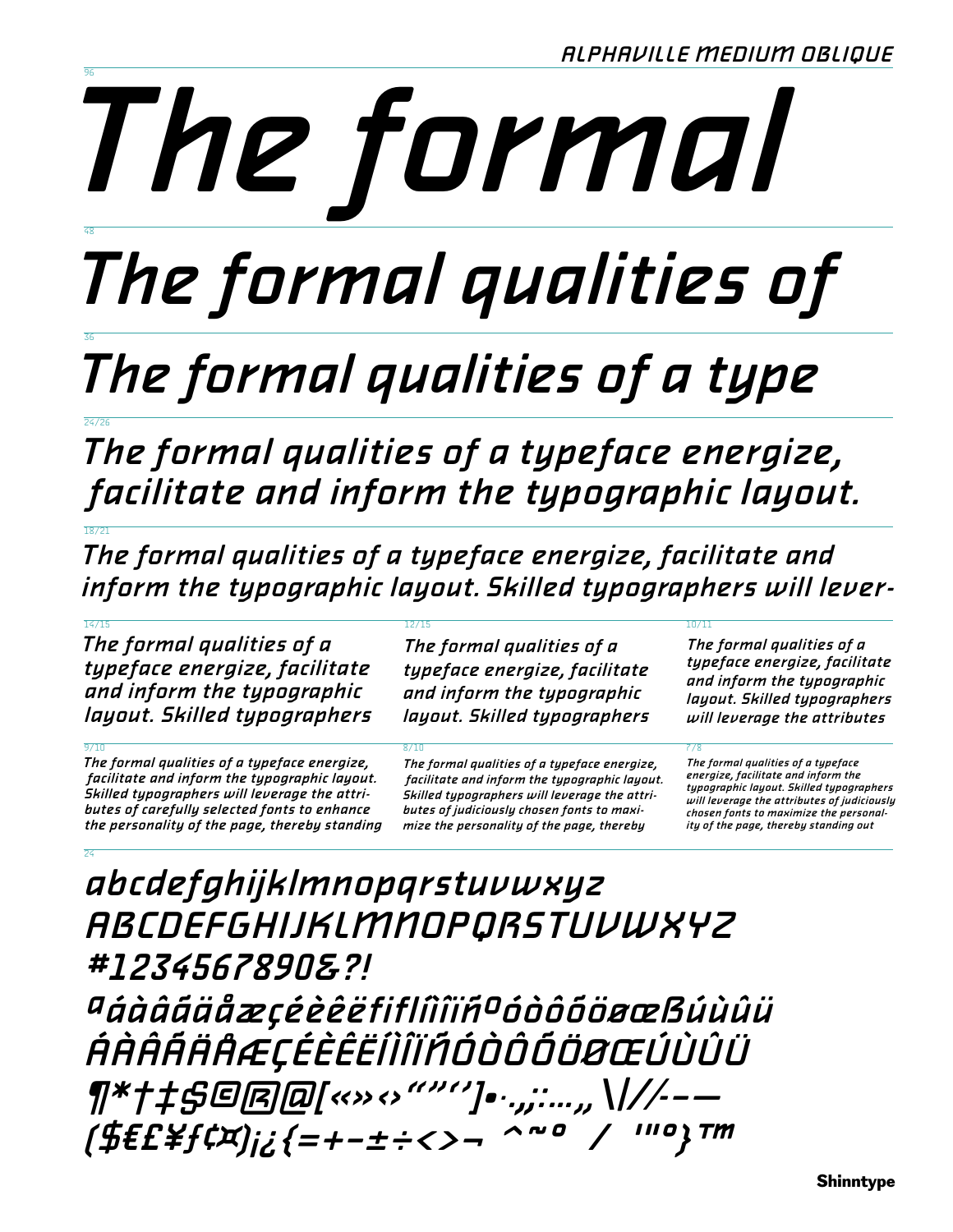ALPHAVILLE MEDIUM OBLIQUE

96

# The formal

48

# The formal qualities of

36

## The formal qualities of a type

24/26

## The formal qualities of a typeface energize, facilitate and inform the typographic layout.

18/21

The formal qualities of a typeface energize, facilitate and inform the typographic layout. Skilled typographers will lever-

14/15

The formal qualities of a typeface energize, facilitate and inform the typographic layout. Skilled typographers

12/15

The formal qualities of a typeface energize, facilitate and inform the typographic layout. Skilled typographers

10/11

The formal qualities of a typeface energize, facilitate and inform the typographic layout. Skilled typographers will leverage the attributes

9/10

The formal qualities of a typeface energize, facilitate and inform the typographic layout. Skilled typographers will leverage the attributes of carefully selected fonts to enhance the personality of the page, thereby standing

8/10

The formal qualities of a typeface energize, facilitate and inform the typographic layout. Skilled typographers will leverage the attributes of judiciously chosen fonts to maximize the personality of the page, thereby

7/8

The formal qualities of a typeface energize, facilitate and inform the typographic layout. Skilled typographers will leverage the attributes of judiciously chosen fonts to maximize the personality of the page, thereby standing out

24

abcdefghijklmnopqrstuvwxyz
ABCDEFGHIJKLMNOPQRSTUVWXYZ
#1234567890&?!
ªáàâãäåæçéèêëﬁﬂíìîïñºóòôõöøœßúùûü
ÁÀÂÃÄÅÆÇÉÈÊËÍÌÎÏÑÓÒÔÕÖØŒÚÙÛÜ
¶*†‡§©®@[«»‹›“”‘’]•·.,;:…„\|//-–—
($€£¥ƒ¢¤)¡¿{=+−±÷<>¬ ^~º / '''°}™

Shinntype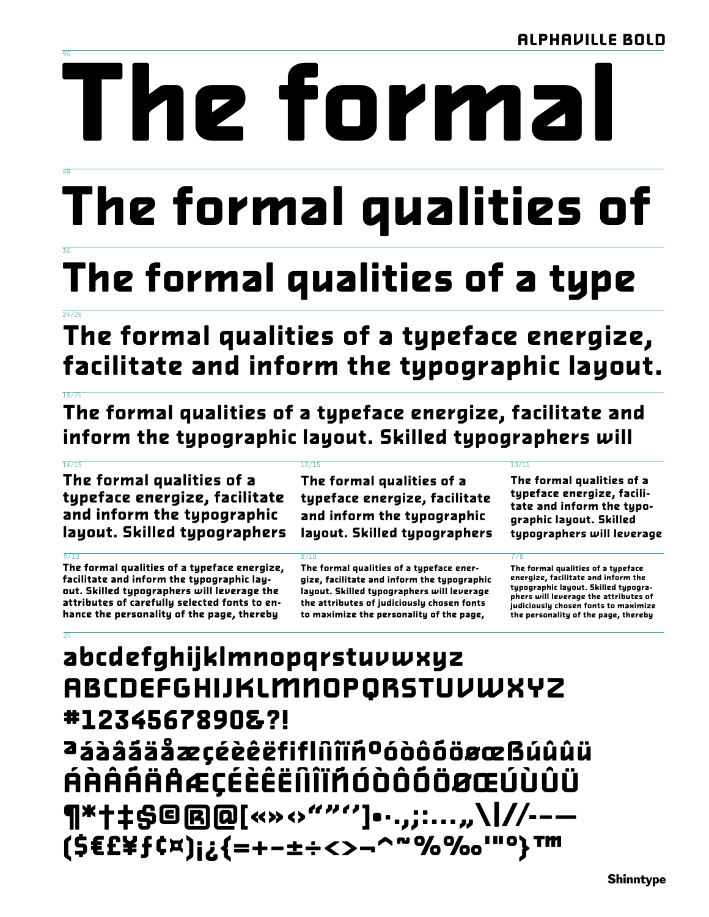# ALPHAVILLE BOLD

96

# The formal

48

# The formal qualities of

36

## The formal qualities of a type

24/26

## The formal qualities of a typeface energize, facilitate and inform the typographic layout.

18/21

**The formal qualities of a typeface energize, facilitate and inform the typographic layout. Skilled typographers will**

14/15

**The formal qualities of a typeface energize, facilitate and inform the typographic layout. Skilled typographers**

12/15

**The formal qualities of a typeface energize, facilitate and inform the typographic layout. Skilled typographers**

10/11

**The formal qualities of a typeface energize, facilitate and inform the typographic layout. Skilled typographers will leverage**

9/10

**The formal qualities of a typeface energize, facilitate and inform the typographic layout. Skilled typographers will leverage the attributes of carefully selected fonts to enhance the personality of the page, thereby**

8/10

**The formal qualities of a typeface energize, facilitate and inform the typographic layout. Skilled typographers will leverage the attributes of judiciously chosen fonts to maximize the personality of the page,**

7/8

**The formal qualities of a typeface energize, facilitate and inform the typographic layout. Skilled typographers will leverage the attributes of judiciously chosen fonts to maximize the personality of the page, thereby**

24

abcdefghijklmnopqrstuvwxyz
ABCDEFGHIJKLMNOPQRSTUVWXYZ
#1234567890&?!
ªáàâãäåæçéèêëfiflíìîïñºóòôõöøœßúùûü
ÁÀÂÃÄÅÆÇÉÈÊËÍÌÎÏÑÓÒÔÕÖØŒÚÙÛÜ
¶*†‡§©®@[«»‹›“”‘’]•·.,;:…„\|//-–—
($€£¥ƒ¢¤)¡¿{=+−±÷<>¬^~%‰'"°}™

Shinntype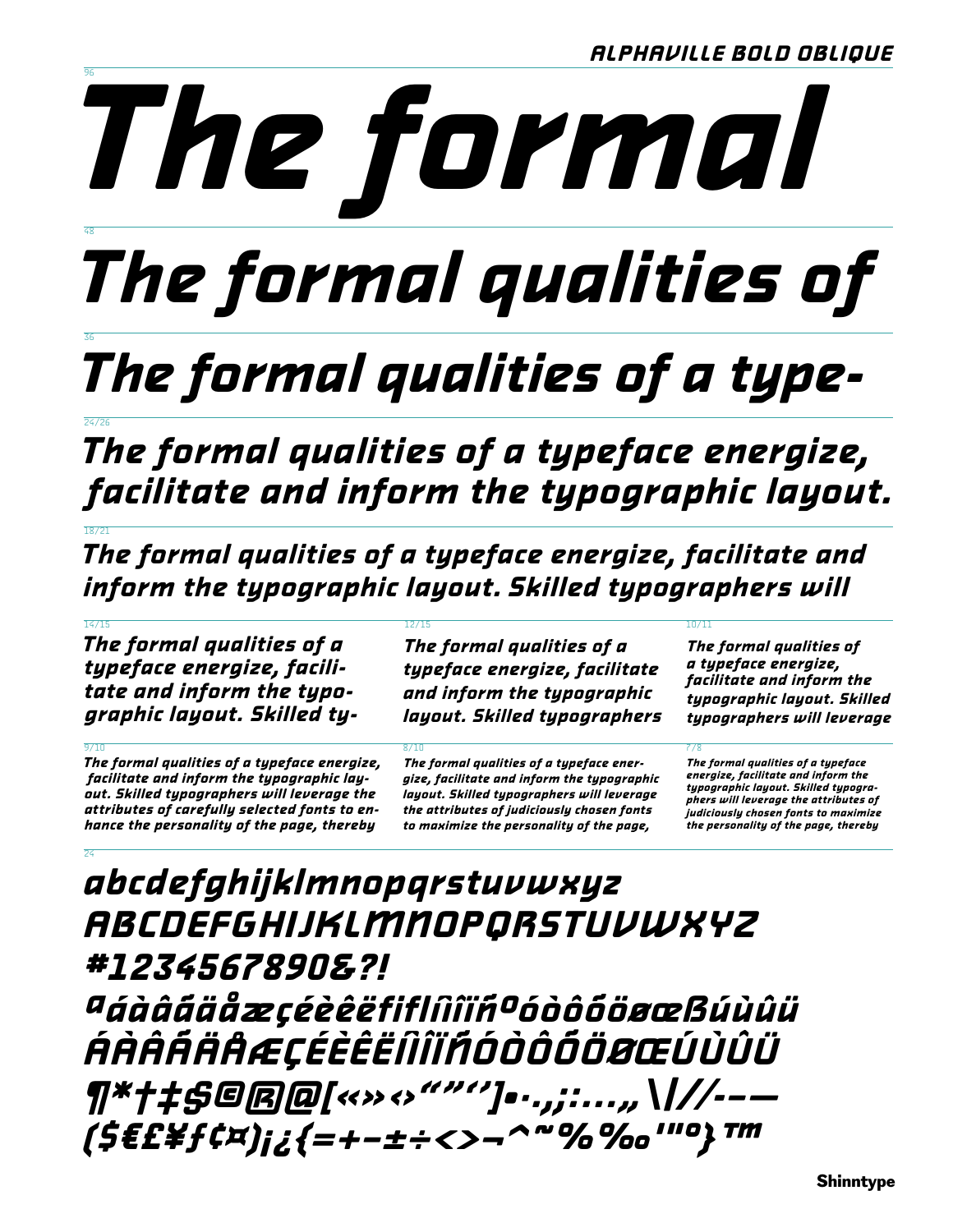ALPHAVILLE BOLD OBLIQUE

96

# The formal

48

# The formal qualities of

36

## The formal qualities of a type-

24/26

## The formal qualities of a typeface energize, facilitate and inform the typographic layout.

18/21

### The formal qualities of a typeface energize, facilitate and inform the typographic layout. Skilled typographers will

14/15

The formal qualities of a typeface energize, facilitate and inform the typographic layout. Skilled ty-

12/15

The formal qualities of a typeface energize, facilitate and inform the typographic layout. Skilled typographers

10/11

The formal qualities of a typeface energize, facilitate and inform the typographic layout. Skilled typographers will leverage

9/10

The formal qualities of a typeface energize, facilitate and inform the typographic layout. Skilled typographers will leverage the attributes of carefully selected fonts to enhance the personality of the page, thereby

8/10

The formal qualities of a typeface energize, facilitate and inform the typographic layout. Skilled typographers will leverage the attributes of judiciously chosen fonts to maximize the personality of the page,

7/8

The formal qualities of a typeface energize, facilitate and inform the typographic layout. Skilled typographers will leverage the attributes of judiciously chosen fonts to maximize the personality of the page, thereby

24

abcdefghijklmnopqrstuvwxyz
ABCDEFGHIJKLMNOPQRSTUVWXYZ
#1234567890&?!
ªáàâãäåæçéèêëfifl ıíìîïñºóòôõöøœßúùûü
ÁÀÂÃÄÅÆÇÉÈÊËÍÌÎÏÑÓÒÔÕÖØŒÚÙÛÜ
¶*†‡§©®@[«»‹›“”‘’]•·.,;:…„\|//-–—
($€£¥ƒ¢¤)¡¿{=+−±÷<>¬^~%‰'"°}™

Shinntype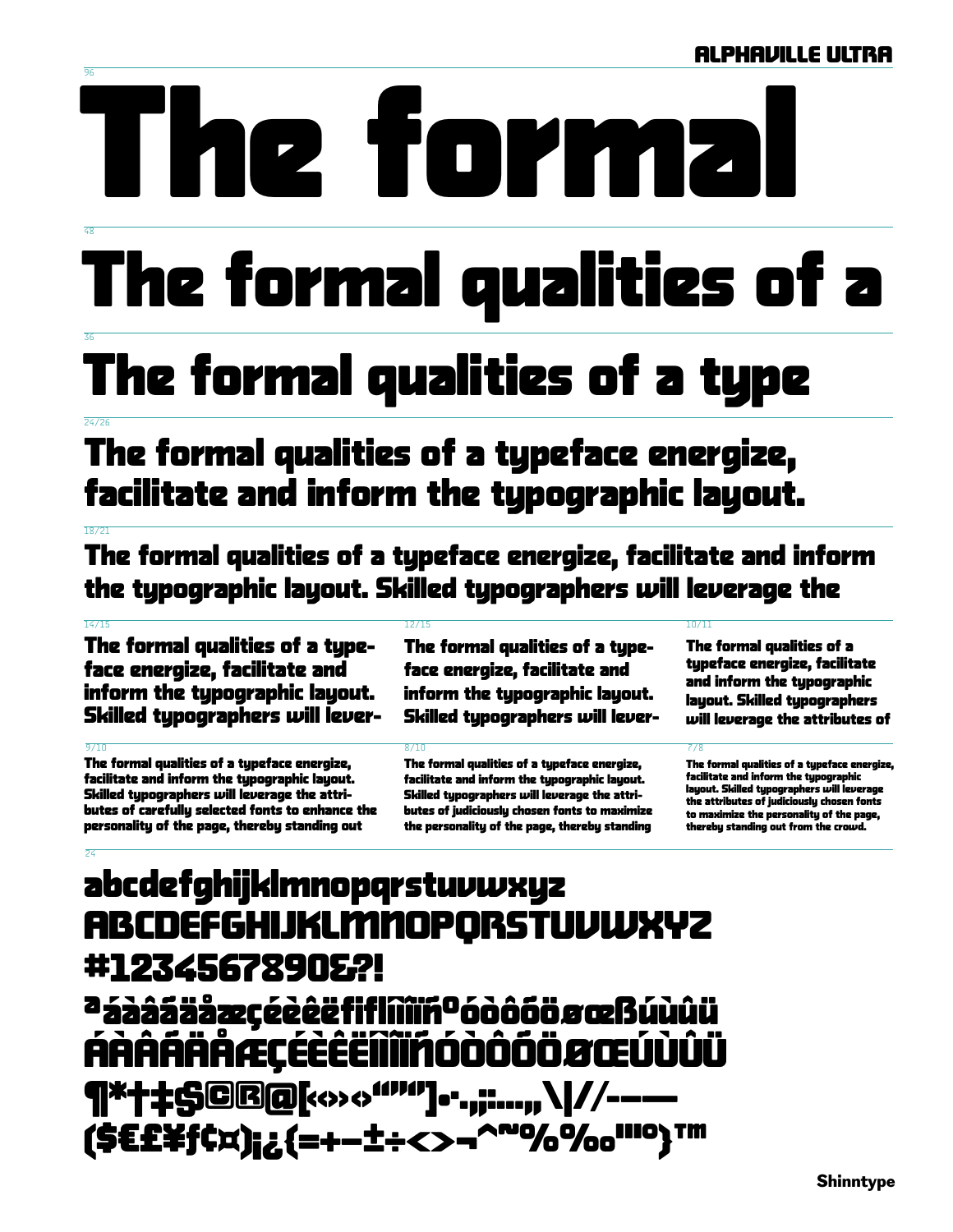# ALPHAVILLE ULTRA

96

# The formal

48

# The formal qualities of a

36

## The formal qualities of a type

24/26

## The formal qualities of a typeface energize, facilitate and inform the typographic layout.

18/21

### The formal qualities of a typeface energize, facilitate and inform the typographic layout. Skilled typographers will leverage the

14/15

**The formal qualities of a type-face energize, facilitate and inform the typographic layout. Skilled typographers will lever-**

12/15

**The formal qualities of a type-face energize, facilitate and inform the typographic layout. Skilled typographers will lever-**

10/11

**The formal qualities of a typeface energize, facilitate and inform the typographic layout. Skilled typographers will leverage the attributes of**

9/10

**The formal qualities of a typeface energize, facilitate and inform the typographic layout. Skilled typographers will leverage the attri-butes of carefully selected fonts to enhance the personality of the page, thereby standing out**

8/10

**The formal qualities of a typeface energize, facilitate and inform the typographic layout. Skilled typographers will leverage the attri-butes of judiciously chosen fonts to maximize the personality of the page, thereby standing**

7/8

**The formal qualities of a typeface energize, facilitate and inform the typographic layout. Skilled typographers will leverage the attributes of judiciously chosen fonts to maximize the personality of the page, thereby standing out from the crowd.**

24

abcdefghijklmnopqrstuvwxyz
ABCDEFGHIJKLMNOPQRSTUVWXYZ
#1234567890&?!
ªáàâãäåæçéèêëfiflíìîïñºóòôõöøœßúùûü
ÁÀÂÃÄÅÆÇÉÈÊËÍÌÎÏÑÓÒÔÕÖØŒÚÙÛÜ
¶*†‡§©®@[‹«»›‘“”’]•·.,;:…,„\|//-–—
($€£¥ƒ¢¤)¡¿{=+−±÷<>¬^~%‰¹²³º}™

Shinntype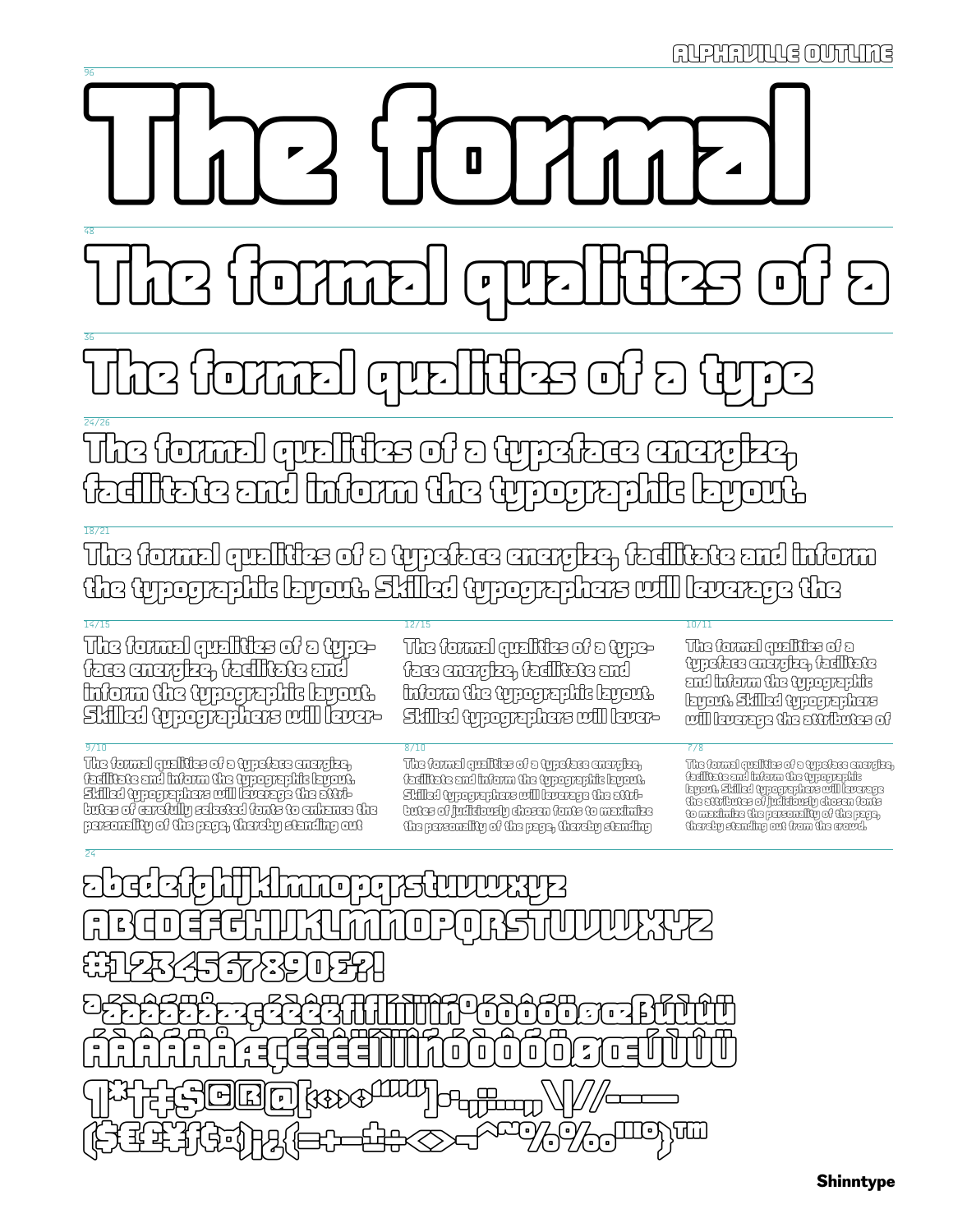ALPHAVILLE OUTLINE

96

# The formal

48

The formal qualities of a

36

The formal qualities of a type

24/26

The formal qualities of a typeface energize, facilitate and inform the typographic layout.

18/21

The formal qualities of a typeface energize, facilitate and inform the typographic layout. Skilled typographers will leverage the

14/15

The formal qualities of a typeface energize, facilitate and inform the typographic layout. Skilled typographers will lever-

12/15

The formal qualities of a typeface energize, facilitate and inform the typographic layout. Skilled typographers will lever-

10/11

The formal qualities of a typeface energize, facilitate and inform the typographic layout. Skilled typographers will leverage the attributes of

9/10

The formal qualities of a typeface energize, facilitate and inform the typographic layout. Skilled typographers will leverage the attributes of carefully selected fonts to enhance the personality of the page, thereby standing out

8/10

The formal qualities of a typeface energize, facilitate and inform the typographic layout. Skilled typographers will leverage the attributes of judiciously chosen fonts to maximize the personality of the page, thereby standing

7/8

The formal qualities of a typeface energize, facilitate and inform the typographic layout. Skilled typographers will leverage the attributes of judiciously chosen fonts to maximize the personality of the page, thereby standing out from the crowd.

24

abcdefghijklmnopqrstuvwxyz
ABCDEFGHIJKLMNOPQRSTUVWXYZ
#1234567890&?!
ªáàâãäåæçéèêëfiflíìîïñºóòôõöøœßúùûü
ÁÀÂÃÄÅÆÇÉÈÊËÍÌÎÏÑÓÒÔÕÖØŒÚÙÛÜ
¶*†‡§©®@[‹›«»‘’“”]·.,;:…‚„\|//-–—
($€£¥ƒ¢¤)¡¿{=+−±÷<>¬^~%‰'"°}™

Shinntype